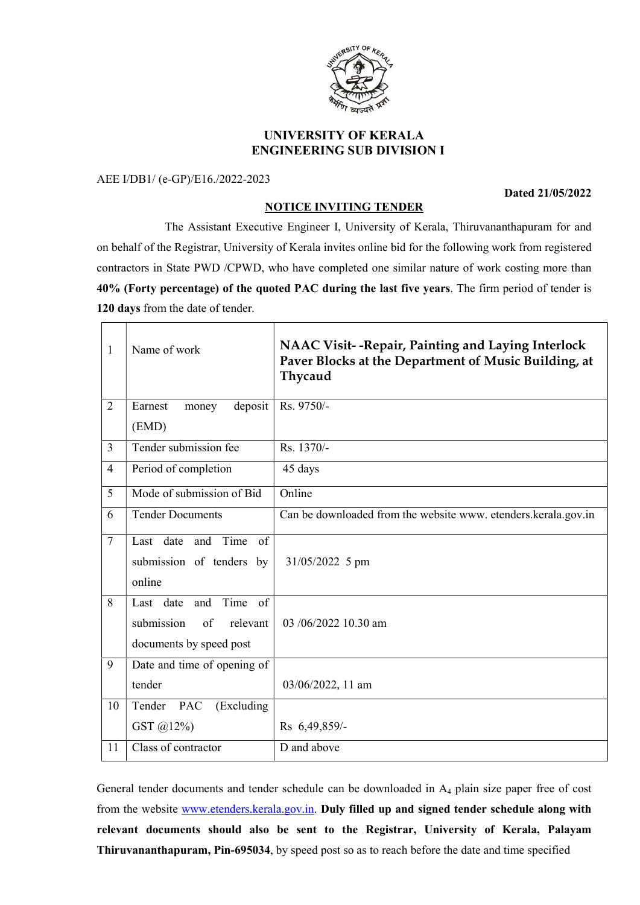# UNIVERSITY OF KERALA
## ENGINEERING SUB DIVISION I

AEE I/DB1/ (e-GP)/E16./2022-2023

**Dated 21/05/2022**

**NOTICE INVITING TENDER**

The Assistant Executive Engineer I, University of Kerala, Thiruvananthapuram for and on behalf of the Registrar, University of Kerala invites online bid for the following work from registered contractors in State PWD /CPWD, who have completed one similar nature of work costing more than **40% (Forty percentage) of the quoted PAC during the last five years**. The firm period of tender is **120 days** from the date of tender.

| | | |
|---|---|---|
| 1 | Name of work | **NAAC Visit- -Repair, Painting and Laying Interlock Paver Blocks at the Department of Music Building, at Thycaud** |
| 2 | Earnest money deposit (EMD) | Rs. 9750/- |
| 3 | Tender submission fee | Rs. 1370/- |
| 4 | Period of completion | 45 days |
| 5 | Mode of submission of Bid | Online |
| 6 | Tender Documents | Can be downloaded from the website www. etenders.kerala.gov.in |
| 7 | Last date and Time of submission of tenders by online | 31/05/2022 5 pm |
| 8 | Last date and Time of submission of relevant documents by speed post | 03 /06/2022 10.30 am |
| 9 | Date and time of opening of tender | 03/06/2022, 11 am |
| 10 | Tender PAC (Excluding GST @12%) | Rs 6,49,859/- |
| 11 | Class of contractor | D and above |

General tender documents and tender schedule can be downloaded in $A_4$ plain size paper free of cost from the website www.etenders.kerala.gov.in. **Duly filled up and signed tender schedule along with relevant documents should also be sent to the Registrar, University of Kerala, Palayam Thiruvananthapuram, Pin-695034**, by speed post so as to reach before the date and time specified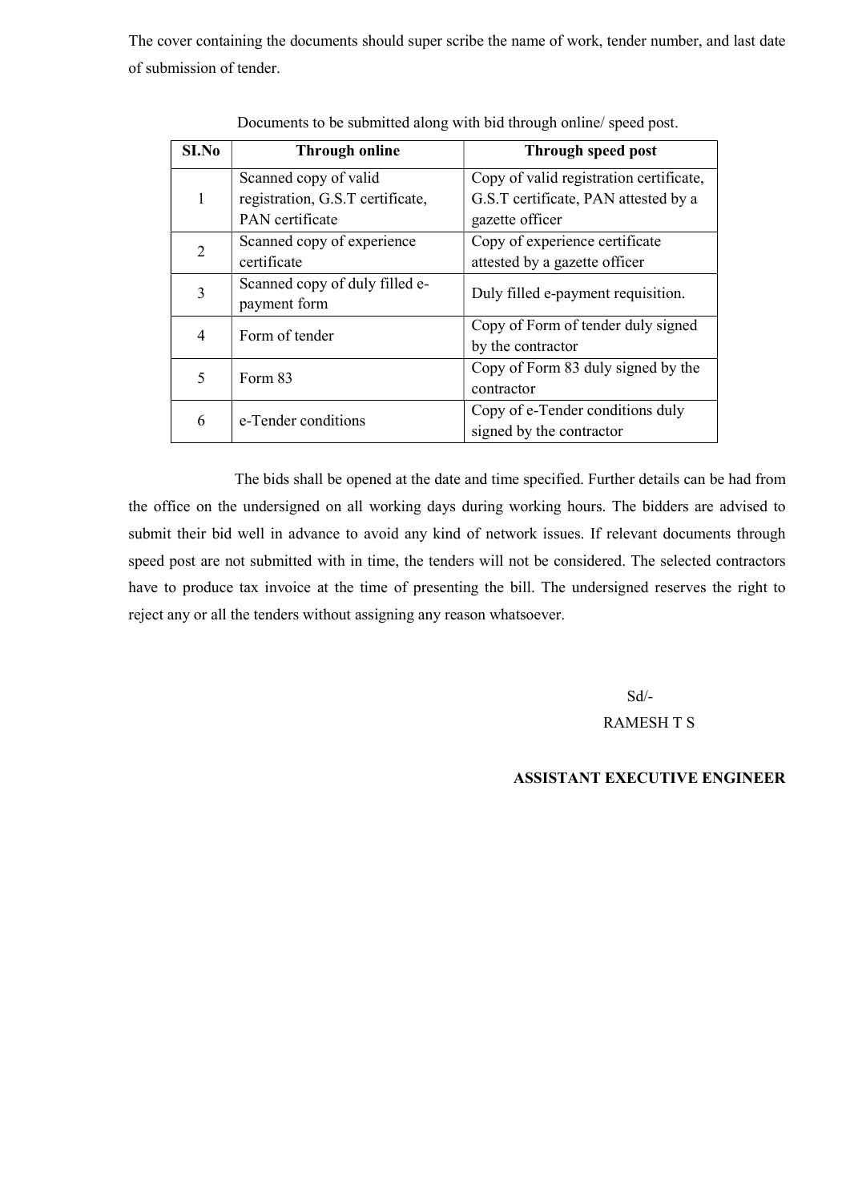The cover containing the documents should super scribe the name of work, tender number, and last date of submission of tender.

Documents to be submitted along with bid through online/ speed post.

| SI.No | Through online | Through speed post |
|---|---|---|
| 1 | Scanned copy of valid registration, G.S.T certificate, PAN certificate | Copy of valid registration certificate, G.S.T certificate, PAN attested by a gazette officer |
| 2 | Scanned copy of experience certificate | Copy of experience certificate attested by a gazette officer |
| 3 | Scanned copy of duly filled e-payment form | Duly filled e-payment requisition. |
| 4 | Form of tender | Copy of Form of tender duly signed by the contractor |
| 5 | Form 83 | Copy of Form 83 duly signed by the contractor |
| 6 | e-Tender conditions | Copy of e-Tender conditions duly signed by the contractor |

The bids shall be opened at the date and time specified. Further details can be had from the office on the undersigned on all working days during working hours. The bidders are advised to submit their bid well in advance to avoid any kind of network issues. If relevant documents through speed post are not submitted with in time, the tenders will not be considered. The selected contractors have to produce tax invoice at the time of presenting the bill. The undersigned reserves the right to reject any or all the tenders without assigning any reason whatsoever.

Sd/-

RAMESH T S

**ASSISTANT EXECUTIVE ENGINEER**